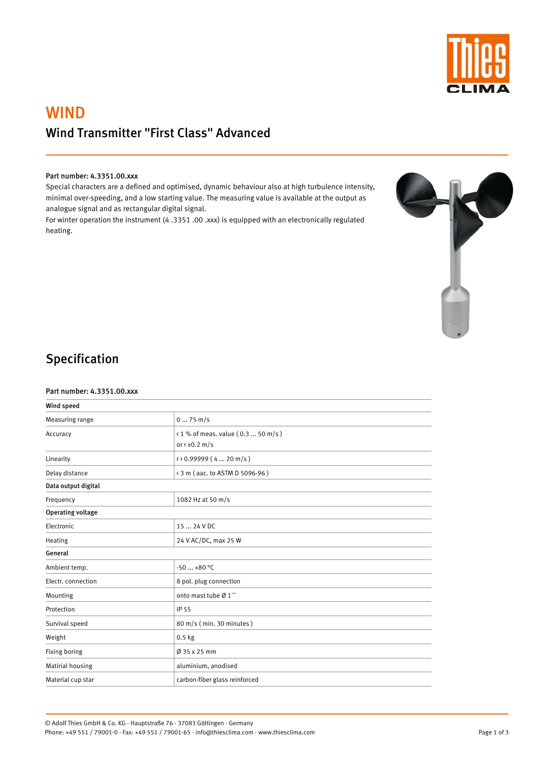# WIND

## Wind Transmitter "First Class" Advanced

**Part number: 4.3351.00.xxx**

Special characters are a defined and optimised, dynamic behaviour also at high turbulence intensity, minimal over-speeding, and a low starting value. The measuring value is available at the output as analogue signal and as rectangular digital signal.

For winter operation the instrument (4 .3351 .00 .xxx) is equipped with an electronically regulated heating.

## Specification

**Part number: 4.3351.00.xxx**

| **Wind speed** | |
|---|---|
| Measuring range | 0 ... 75 m/s |
| Accuracy | ‹ 1 % of meas. value ( 0.3 ... 50 m/s )<br>or ‹ ±0.2 m/s |
| Linearity | r › 0.99999 ( 4 ... 20 m/s ) |
| Delay distance | ‹ 3 m ( aac. to ASTM D 5096-96 ) |
| **Data output digital** | |
| Frequency | 1082 Hz at 50 m/s |
| **Operating voltage** | |
| Electronic | 15 ... 24 V DC |
| Heating | 24 V AC/DC, max 25 W |
| **General** | |
| Ambient temp. | -50 ... +80 °C |
| Electr. connection | 8 pol. plug connection |
| Mounting | onto mast tube Ø 1`` |
| Protection | IP 55 |
| Survival speed | 80 m/s ( min. 30 minutes ) |
| Weight | 0.5 kg |
| Fixing boring | Ø 35 x 25 mm |
| Matirial housing | aluminium, anodised |
| Material cup star | carbon-fiber glass reinforced |

© Adolf Thies GmbH & Co. KG · Hauptstraße 76 · 37083 Göttingen · Germany
Phone: +49 551 / 79001-0 · Fax: +49 551 / 79001-65 · info@thiesclima.com · www.thiesclima.com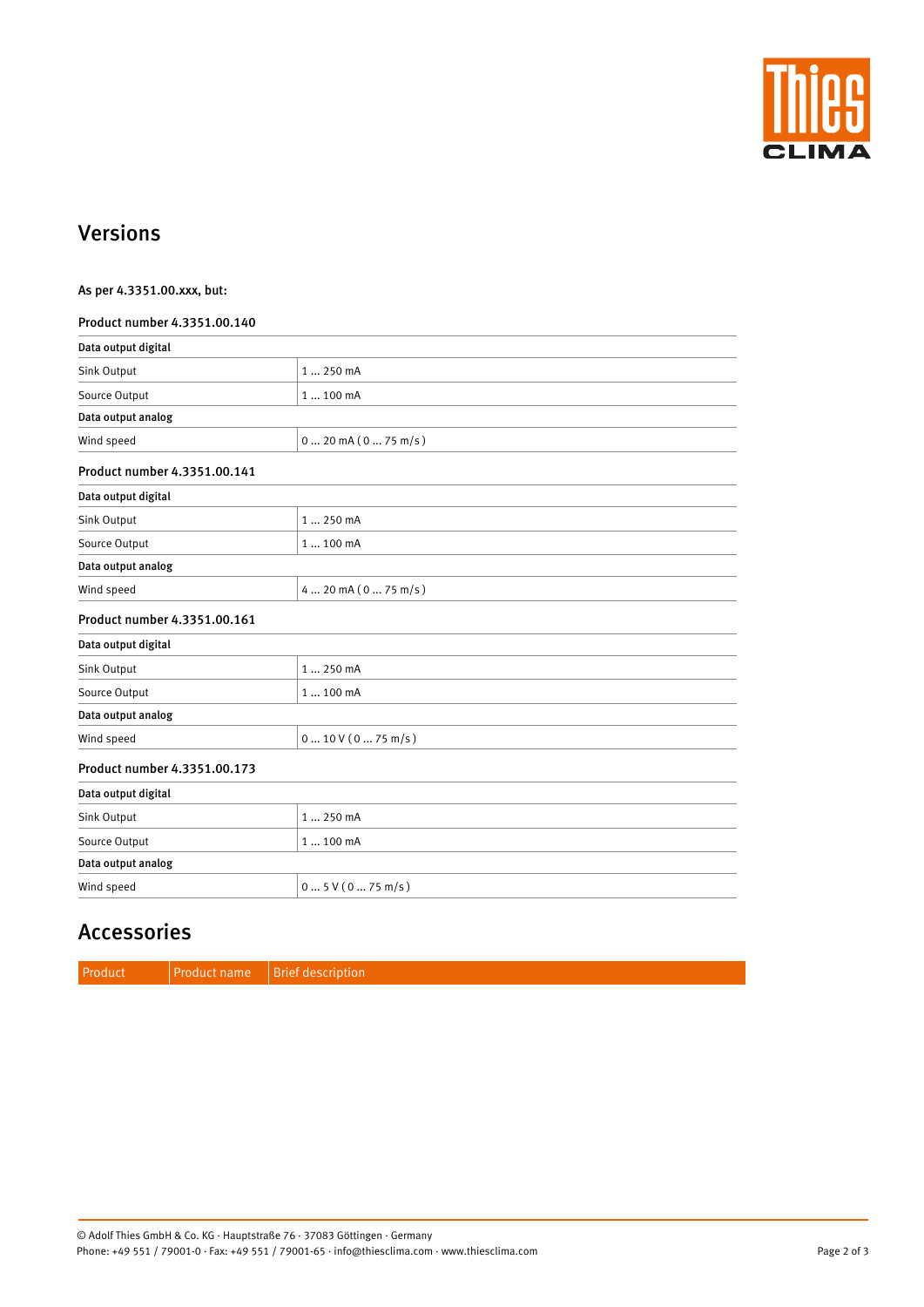## Versions

**As per 4.3351.00.xxx, but:**

### Product number 4.3351.00.140

| **Data output digital** | |
|---|---|
| Sink Output | 1 … 250 mA |
| Source Output | 1 … 100 mA |
| **Data output analog** | |
| Wind speed | 0 … 20 mA ( 0 … 75 m/s ) |

### Product number 4.3351.00.141

| **Data output digital** | |
|---|---|
| Sink Output | 1 … 250 mA |
| Source Output | 1 … 100 mA |
| **Data output analog** | |
| Wind speed | 4 … 20 mA ( 0 … 75 m/s ) |

### Product number 4.3351.00.161

| **Data output digital** | |
|---|---|
| Sink Output | 1 … 250 mA |
| Source Output | 1 … 100 mA |
| **Data output analog** | |
| Wind speed | 0 … 10 V ( 0 … 75 m/s ) |

### Product number 4.3351.00.173

| **Data output digital** | |
|---|---|
| Sink Output | 1 … 250 mA |
| Source Output | 1 … 100 mA |
| **Data output analog** | |
| Wind speed | 0 … 5 V ( 0 … 75 m/s ) |

## Accessories

| Product | Product name | Brief description |
|---|---|---|

© Adolf Thies GmbH & Co. KG · Hauptstraße 76 · 37083 Göttingen · Germany
Phone: +49 551 / 79001-0 · Fax: +49 551 / 79001-65 · info@thiesclima.com · www.thiesclima.com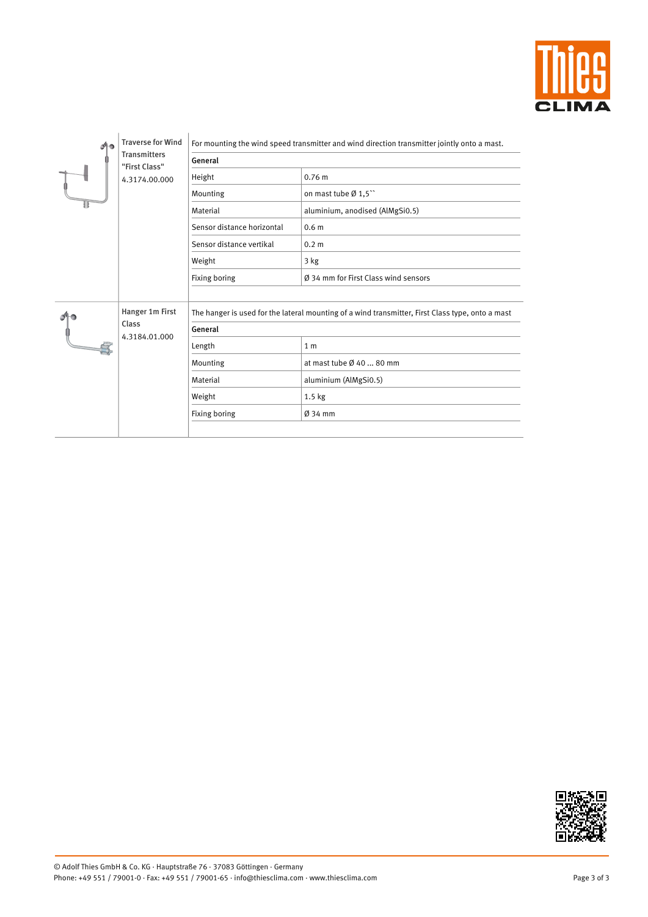**Traverse for Wind Transmitters "First Class"**
4.3174.00.000

For mounting the wind speed transmitter and wind direction transmitter jointly onto a mast.

| General | |
|---|---|
| Height | 0.76 m |
| Mounting | on mast tube Ø 1,5`` |
| Material | aluminium, anodised (AlMgSi0.5) |
| Sensor distance horizontal | 0.6 m |
| Sensor distance vertikal | 0.2 m |
| Weight | 3 kg |
| Fixing boring | Ø 34 mm for First Class wind sensors |

**Hanger 1m First Class**
4.3184.01.000

The hanger is used for the lateral mounting of a wind transmitter, First Class type, onto a mast

| General | |
|---|---|
| Length | 1 m |
| Mounting | at mast tube Ø 40 ... 80 mm |
| Material | aluminium (AlMgSi0.5) |
| Weight | 1.5 kg |
| Fixing boring | Ø 34 mm |

© Adolf Thies GmbH & Co. KG · Hauptstraße 76 · 37083 Göttingen · Germany
Phone: +49 551 / 79001-0 · Fax: +49 551 / 79001-65 · info@thiesclima.com · www.thiesclima.com